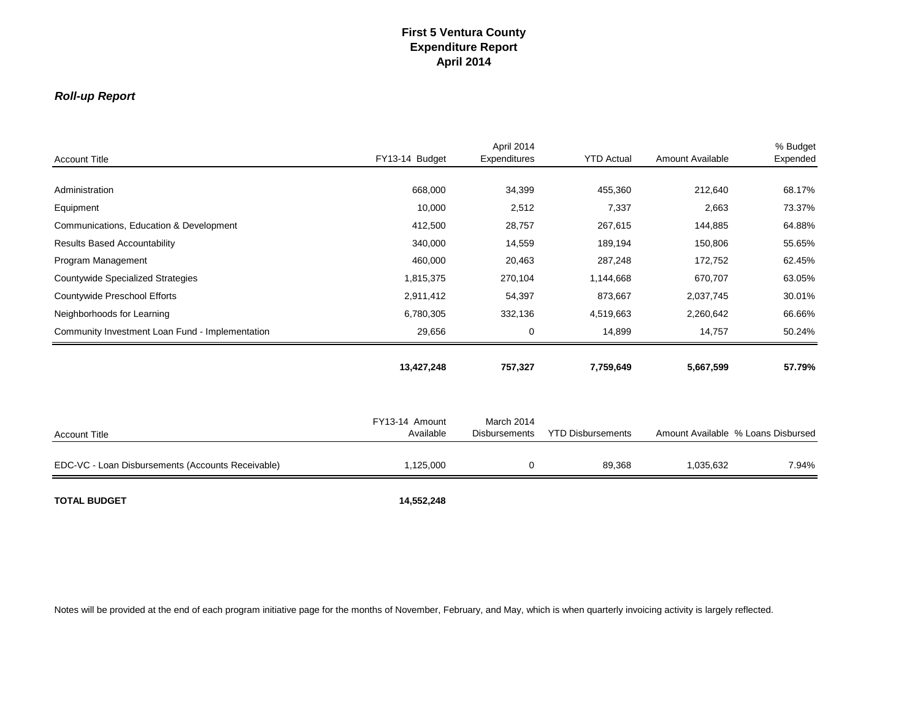# First 5 Ventura County
## Expenditure Report
## April 2014

***Roll-up Report***

| Account Title | FY13-14 Budget | April 2014 Expenditures | YTD Actual | Amount Available | % Budget Expended |
|---|---|---|---|---|---|
| Administration | 668,000 | 34,399 | 455,360 | 212,640 | 68.17% |
| Equipment | 10,000 | 2,512 | 7,337 | 2,663 | 73.37% |
| Communications, Education & Development | 412,500 | 28,757 | 267,615 | 144,885 | 64.88% |
| Results Based Accountability | 340,000 | 14,559 | 189,194 | 150,806 | 55.65% |
| Program Management | 460,000 | 20,463 | 287,248 | 172,752 | 62.45% |
| Countywide Specialized Strategies | 1,815,375 | 270,104 | 1,144,668 | 670,707 | 63.05% |
| Countywide Preschool Efforts | 2,911,412 | 54,397 | 873,667 | 2,037,745 | 30.01% |
| Neighborhoods for Learning | 6,780,305 | 332,136 | 4,519,663 | 2,260,642 | 66.66% |
| Community Investment Loan Fund - Implementation | 29,656 | 0 | 14,899 | 14,757 | 50.24% |
| | **13,427,248** | **757,327** | **7,759,649** | **5,667,599** | **57.79%** |

| Account Title | FY13-14 Amount Available | March 2014 Disbursements | YTD Disbursements | Amount Available | % Loans Disbursed |
|---|---|---|---|---|---|
| EDC-VC - Loan Disbursements (Accounts Receivable) | 1,125,000 | 0 | 89,368 | 1,035,632 | 7.94% |
| **TOTAL BUDGET** | **14,552,248** | | | | |

Notes will be provided at the end of each program initiative page for the months of November, February, and May, which is when quarterly invoicing activity is largely reflected.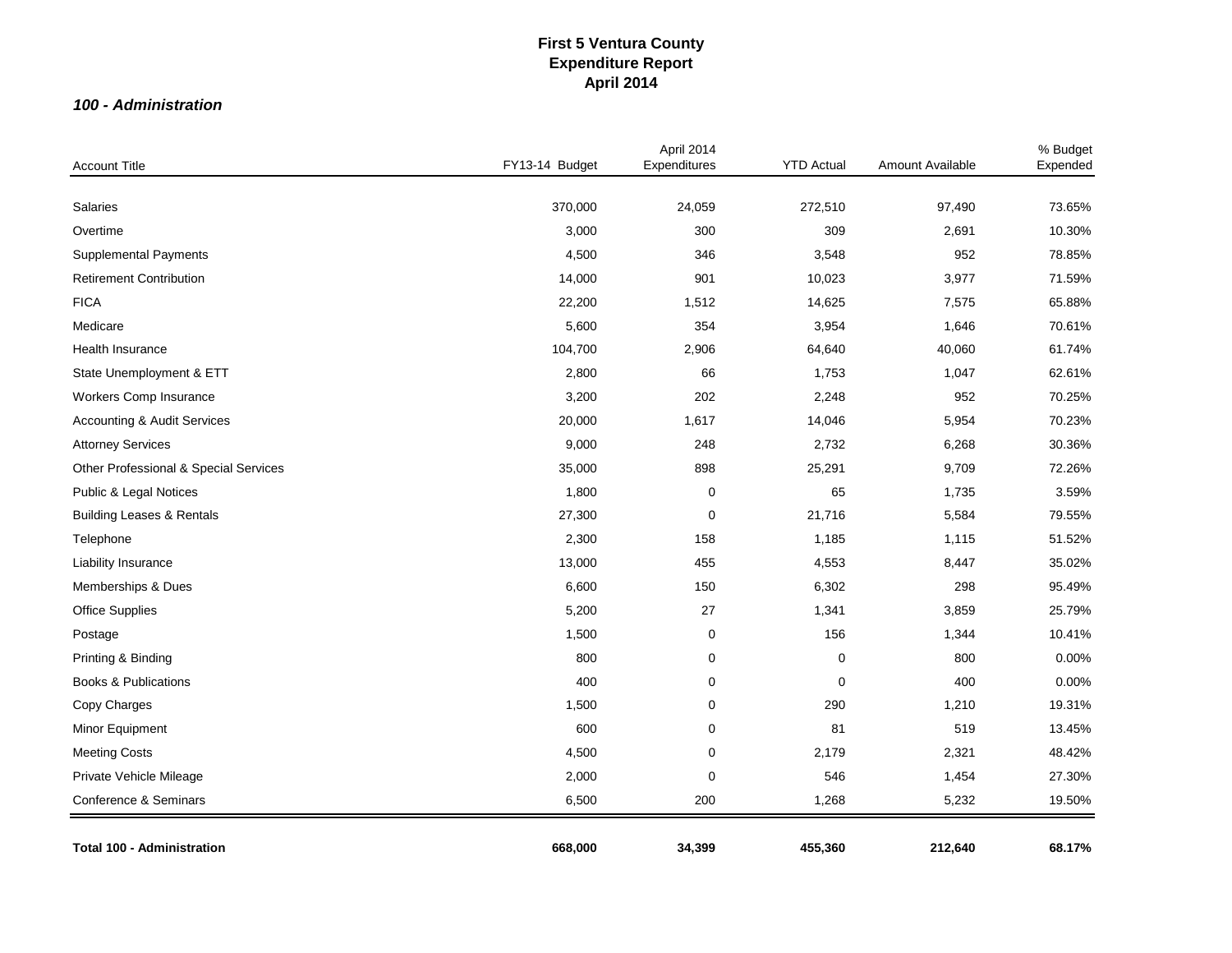# First 5 Ventura County
## Expenditure Report
## April 2014

***100 - Administration***

| Account Title | FY13-14 Budget | April 2014 Expenditures | YTD Actual | Amount Available | % Budget Expended |
|---|---|---|---|---|---|
| Salaries | 370,000 | 24,059 | 272,510 | 97,490 | 73.65% |
| Overtime | 3,000 | 300 | 309 | 2,691 | 10.30% |
| Supplemental Payments | 4,500 | 346 | 3,548 | 952 | 78.85% |
| Retirement Contribution | 14,000 | 901 | 10,023 | 3,977 | 71.59% |
| FICA | 22,200 | 1,512 | 14,625 | 7,575 | 65.88% |
| Medicare | 5,600 | 354 | 3,954 | 1,646 | 70.61% |
| Health Insurance | 104,700 | 2,906 | 64,640 | 40,060 | 61.74% |
| State Unemployment & ETT | 2,800 | 66 | 1,753 | 1,047 | 62.61% |
| Workers Comp Insurance | 3,200 | 202 | 2,248 | 952 | 70.25% |
| Accounting & Audit Services | 20,000 | 1,617 | 14,046 | 5,954 | 70.23% |
| Attorney Services | 9,000 | 248 | 2,732 | 6,268 | 30.36% |
| Other Professional & Special Services | 35,000 | 898 | 25,291 | 9,709 | 72.26% |
| Public & Legal Notices | 1,800 | 0 | 65 | 1,735 | 3.59% |
| Building Leases & Rentals | 27,300 | 0 | 21,716 | 5,584 | 79.55% |
| Telephone | 2,300 | 158 | 1,185 | 1,115 | 51.52% |
| Liability Insurance | 13,000 | 455 | 4,553 | 8,447 | 35.02% |
| Memberships & Dues | 6,600 | 150 | 6,302 | 298 | 95.49% |
| Office Supplies | 5,200 | 27 | 1,341 | 3,859 | 25.79% |
| Postage | 1,500 | 0 | 156 | 1,344 | 10.41% |
| Printing & Binding | 800 | 0 | 0 | 800 | 0.00% |
| Books & Publications | 400 | 0 | 0 | 400 | 0.00% |
| Copy Charges | 1,500 | 0 | 290 | 1,210 | 19.31% |
| Minor Equipment | 600 | 0 | 81 | 519 | 13.45% |
| Meeting Costs | 4,500 | 0 | 2,179 | 2,321 | 48.42% |
| Private Vehicle Mileage | 2,000 | 0 | 546 | 1,454 | 27.30% |
| Conference & Seminars | 6,500 | 200 | 1,268 | 5,232 | 19.50% |
| **Total 100 - Administration** | **668,000** | **34,399** | **455,360** | **212,640** | **68.17%** |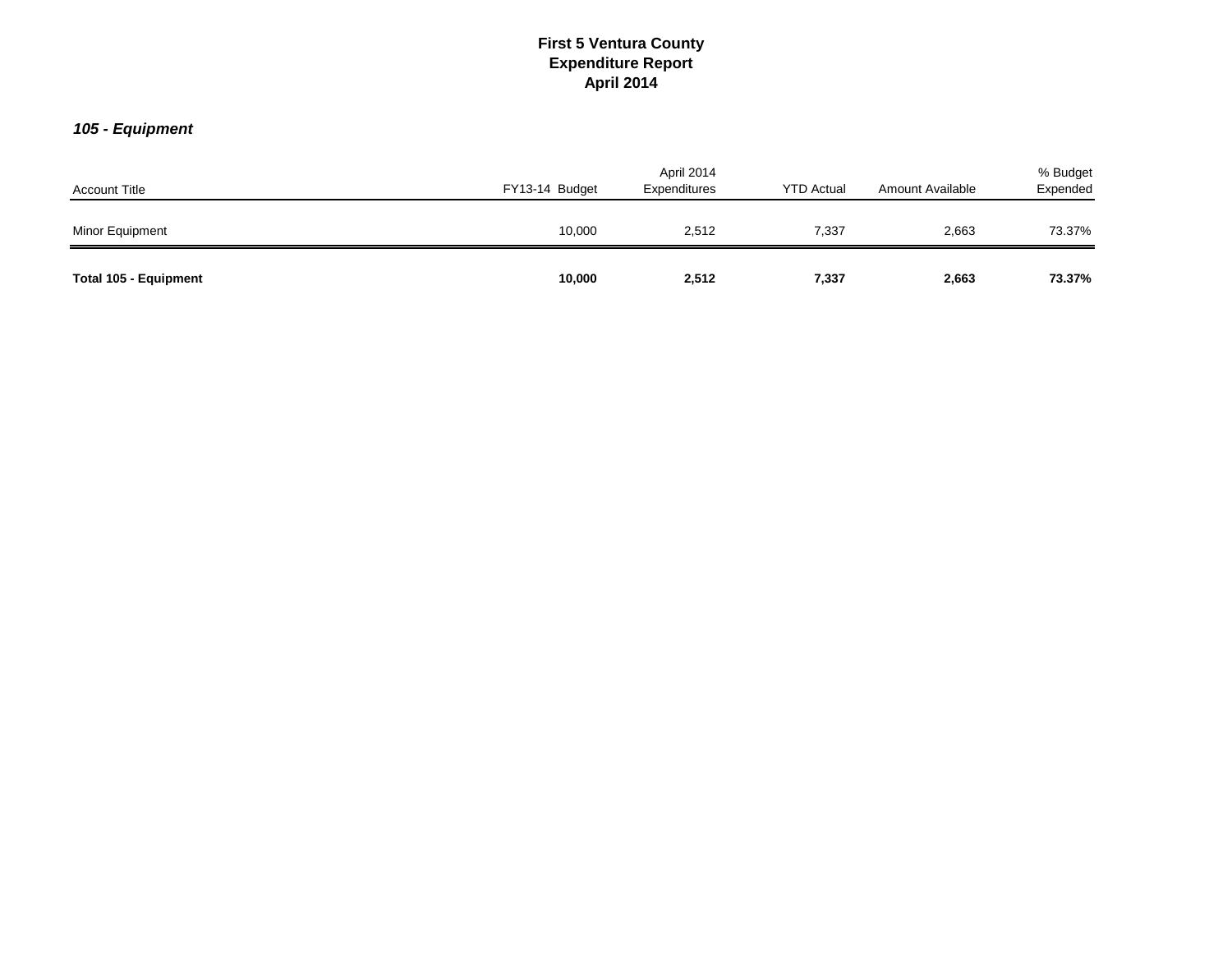# First 5 Ventura County
# Expenditure Report
# April 2014

### *105 - Equipment*

| Account Title | FY13-14 Budget | April 2014 Expenditures | YTD Actual | Amount Available | % Budget Expended |
|---|---|---|---|---|---|
| Minor Equipment | 10,000 | 2,512 | 7,337 | 2,663 | 73.37% |
| **Total 105 - Equipment** | **10,000** | **2,512** | **7,337** | **2,663** | **73.37%** |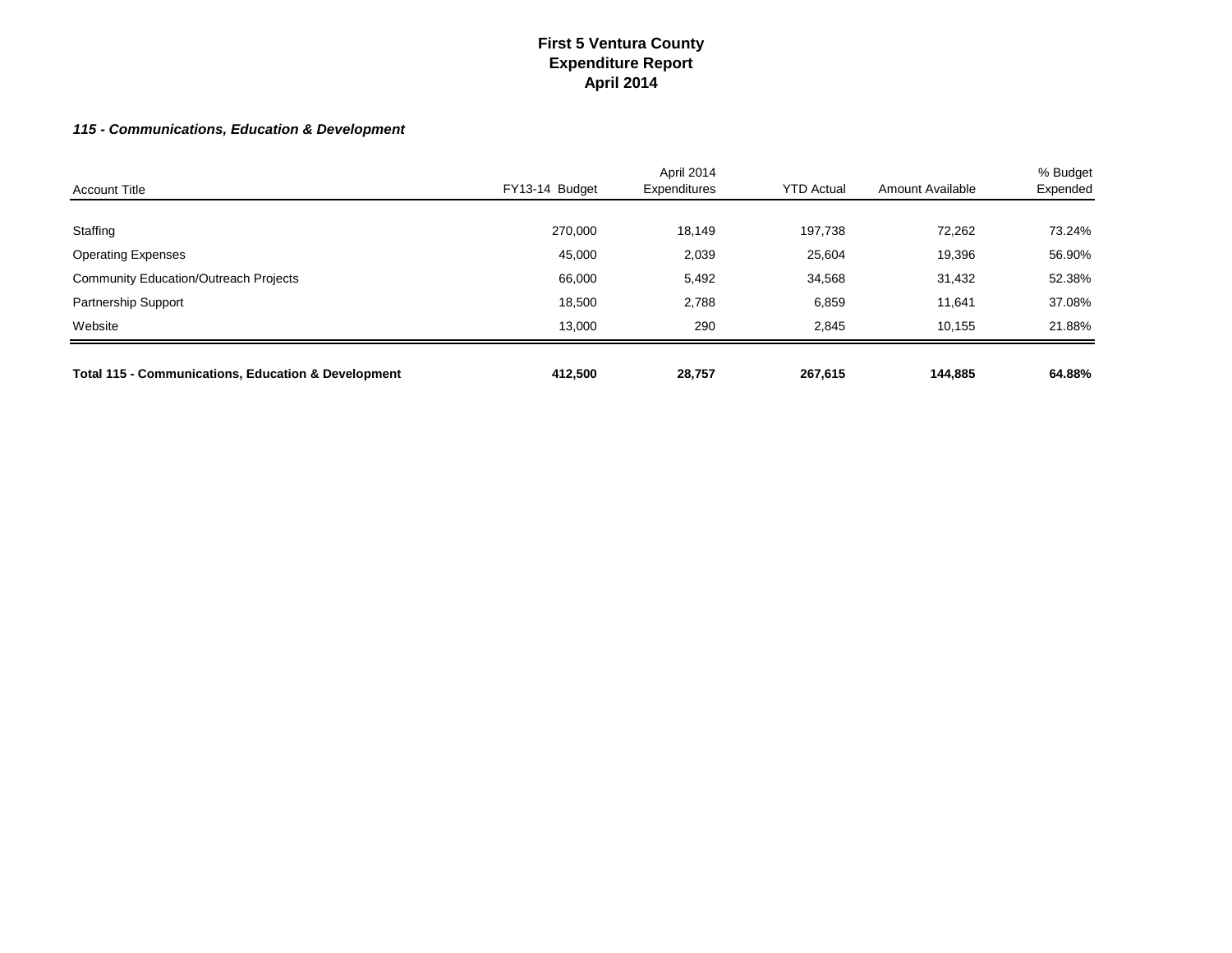# First 5 Ventura County
## Expenditure Report
## April 2014

***115 - Communications, Education & Development***

| Account Title | FY13-14 Budget | April 2014 Expenditures | YTD Actual | Amount Available | % Budget Expended |
|---|---|---|---|---|---|
| Staffing | 270,000 | 18,149 | 197,738 | 72,262 | 73.24% |
| Operating Expenses | 45,000 | 2,039 | 25,604 | 19,396 | 56.90% |
| Community Education/Outreach Projects | 66,000 | 5,492 | 34,568 | 31,432 | 52.38% |
| Partnership Support | 18,500 | 2,788 | 6,859 | 11,641 | 37.08% |
| Website | 13,000 | 290 | 2,845 | 10,155 | 21.88% |
| **Total 115 - Communications, Education & Development** | **412,500** | **28,757** | **267,615** | **144,885** | **64.88%** |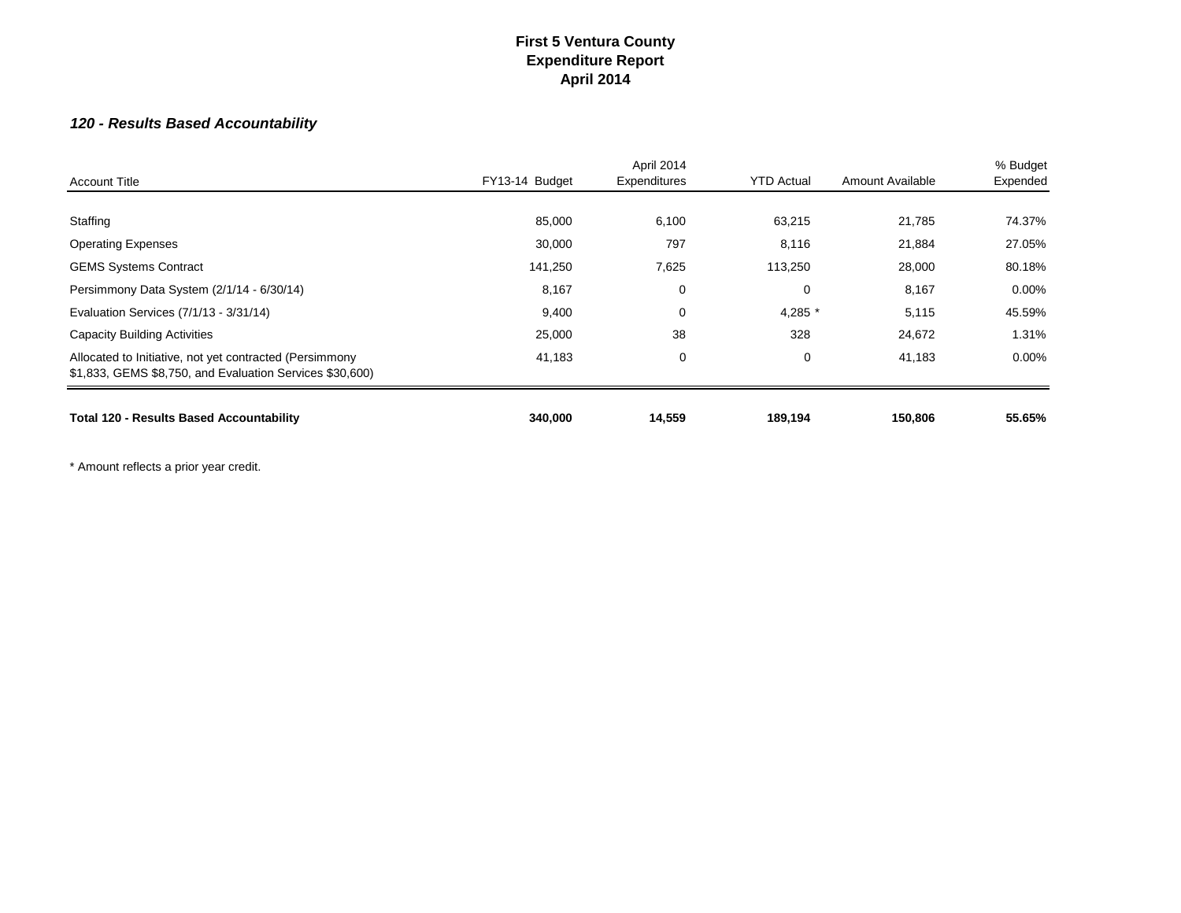# First 5 Ventura County
## Expenditure Report
## April 2014

### *120 - Results Based Accountability*

| Account Title | FY13-14 Budget | April 2014 Expenditures | YTD Actual | Amount Available | % Budget Expended |
|---|---|---|---|---|---|
| Staffing | 85,000 | 6,100 | 63,215 | 21,785 | 74.37% |
| Operating Expenses | 30,000 | 797 | 8,116 | 21,884 | 27.05% |
| GEMS Systems Contract | 141,250 | 7,625 | 113,250 | 28,000 | 80.18% |
| Persimmony Data System (2/1/14 - 6/30/14) | 8,167 | 0 | 0 | 8,167 | 0.00% |
| Evaluation Services (7/1/13 - 3/31/14) | 9,400 | 0 | 4,285 * | 5,115 | 45.59% |
| Capacity Building Activities | 25,000 | 38 | 328 | 24,672 | 1.31% |
| Allocated to Initiative, not yet contracted (Persimmony $1,833, GEMS $8,750, and Evaluation Services $30,600) | 41,183 | 0 | 0 | 41,183 | 0.00% |
| **Total 120 - Results Based Accountability** | **340,000** | **14,559** | **189,194** | **150,806** | **55.65%** |

* Amount reflects a prior year credit.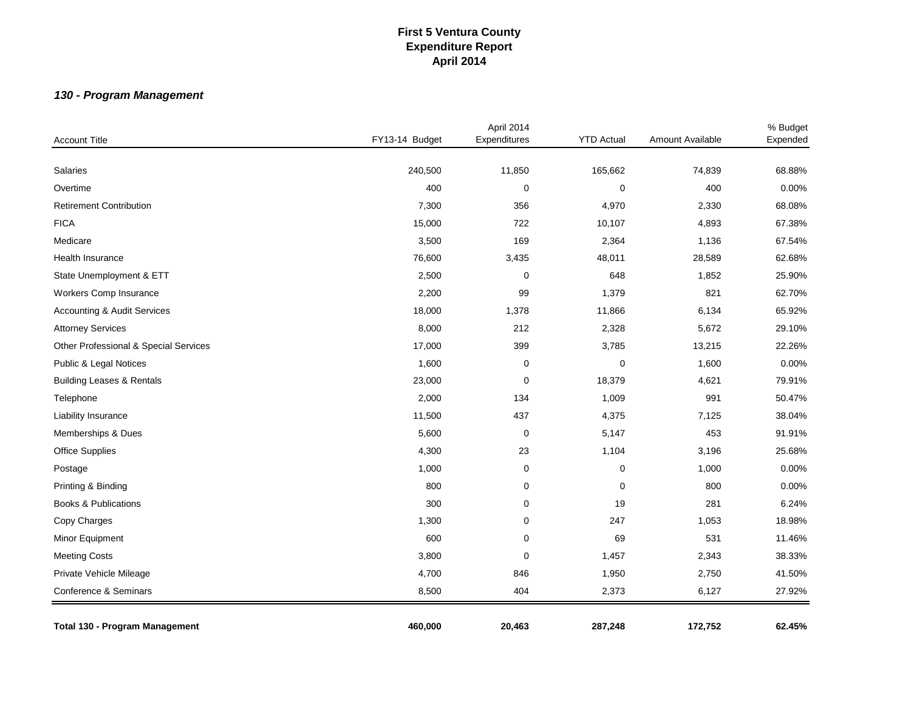# First 5 Ventura County
## Expenditure Report
## April 2014

### *130 - Program Management*

| Account Title | FY13-14 Budget | April 2014 Expenditures | YTD Actual | Amount Available | % Budget Expended |
|---|---|---|---|---|---|
| Salaries | 240,500 | 11,850 | 165,662 | 74,839 | 68.88% |
| Overtime | 400 | 0 | 0 | 400 | 0.00% |
| Retirement Contribution | 7,300 | 356 | 4,970 | 2,330 | 68.08% |
| FICA | 15,000 | 722 | 10,107 | 4,893 | 67.38% |
| Medicare | 3,500 | 169 | 2,364 | 1,136 | 67.54% |
| Health Insurance | 76,600 | 3,435 | 48,011 | 28,589 | 62.68% |
| State Unemployment & ETT | 2,500 | 0 | 648 | 1,852 | 25.90% |
| Workers Comp Insurance | 2,200 | 99 | 1,379 | 821 | 62.70% |
| Accounting & Audit Services | 18,000 | 1,378 | 11,866 | 6,134 | 65.92% |
| Attorney Services | 8,000 | 212 | 2,328 | 5,672 | 29.10% |
| Other Professional & Special Services | 17,000 | 399 | 3,785 | 13,215 | 22.26% |
| Public & Legal Notices | 1,600 | 0 | 0 | 1,600 | 0.00% |
| Building Leases & Rentals | 23,000 | 0 | 18,379 | 4,621 | 79.91% |
| Telephone | 2,000 | 134 | 1,009 | 991 | 50.47% |
| Liability Insurance | 11,500 | 437 | 4,375 | 7,125 | 38.04% |
| Memberships & Dues | 5,600 | 0 | 5,147 | 453 | 91.91% |
| Office Supplies | 4,300 | 23 | 1,104 | 3,196 | 25.68% |
| Postage | 1,000 | 0 | 0 | 1,000 | 0.00% |
| Printing & Binding | 800 | 0 | 0 | 800 | 0.00% |
| Books & Publications | 300 | 0 | 19 | 281 | 6.24% |
| Copy Charges | 1,300 | 0 | 247 | 1,053 | 18.98% |
| Minor Equipment | 600 | 0 | 69 | 531 | 11.46% |
| Meeting Costs | 3,800 | 0 | 1,457 | 2,343 | 38.33% |
| Private Vehicle Mileage | 4,700 | 846 | 1,950 | 2,750 | 41.50% |
| Conference & Seminars | 8,500 | 404 | 2,373 | 6,127 | 27.92% |
| **Total 130 - Program Management** | **460,000** | **20,463** | **287,248** | **172,752** | **62.45%** |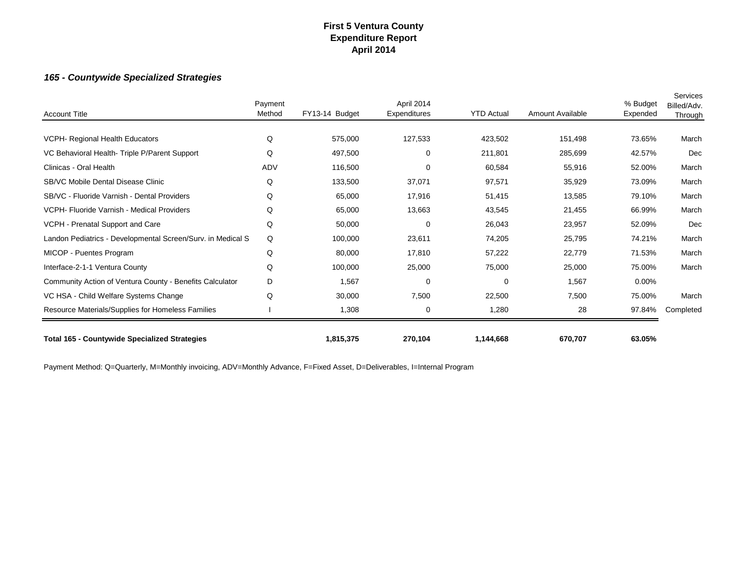# First 5 Ventura County
# Expenditure Report
# April 2014

### *165 - Countywide Specialized Strategies*

| Account Title | Payment Method | FY13-14 Budget | April 2014 Expenditures | YTD Actual | Amount Available | % Budget Expended | Services Billed/Adv. Through |
|---|---|---|---|---|---|---|---|
| VCPH- Regional Health Educators | Q | 575,000 | 127,533 | 423,502 | 151,498 | 73.65% | March |
| VC Behavioral Health- Triple P/Parent Support | Q | 497,500 | 0 | 211,801 | 285,699 | 42.57% | Dec |
| Clinicas - Oral Health | ADV | 116,500 | 0 | 60,584 | 55,916 | 52.00% | March |
| SB/VC Mobile Dental Disease Clinic | Q | 133,500 | 37,071 | 97,571 | 35,929 | 73.09% | March |
| SB/VC - Fluoride Varnish - Dental Providers | Q | 65,000 | 17,916 | 51,415 | 13,585 | 79.10% | March |
| VCPH- Fluoride Varnish - Medical Providers | Q | 65,000 | 13,663 | 43,545 | 21,455 | 66.99% | March |
| VCPH - Prenatal Support and Care | Q | 50,000 | 0 | 26,043 | 23,957 | 52.09% | Dec |
| Landon Pediatrics - Developmental Screen/Surv. in Medical S | Q | 100,000 | 23,611 | 74,205 | 25,795 | 74.21% | March |
| MICOP - Puentes Program | Q | 80,000 | 17,810 | 57,222 | 22,779 | 71.53% | March |
| Interface-2-1-1 Ventura County | Q | 100,000 | 25,000 | 75,000 | 25,000 | 75.00% | March |
| Community Action of Ventura County - Benefits Calculator | D | 1,567 | 0 | 0 | 1,567 | 0.00% | |
| VC HSA - Child Welfare Systems Change | Q | 30,000 | 7,500 | 22,500 | 7,500 | 75.00% | March |
| Resource Materials/Supplies for Homeless Families | I | 1,308 | 0 | 1,280 | 28 | 97.84% | Completed |
| **Total 165 - Countywide Specialized Strategies** | | **1,815,375** | **270,104** | **1,144,668** | **670,707** | **63.05%** | |

Payment Method: Q=Quarterly, M=Monthly invoicing, ADV=Monthly Advance, F=Fixed Asset, D=Deliverables, I=Internal Program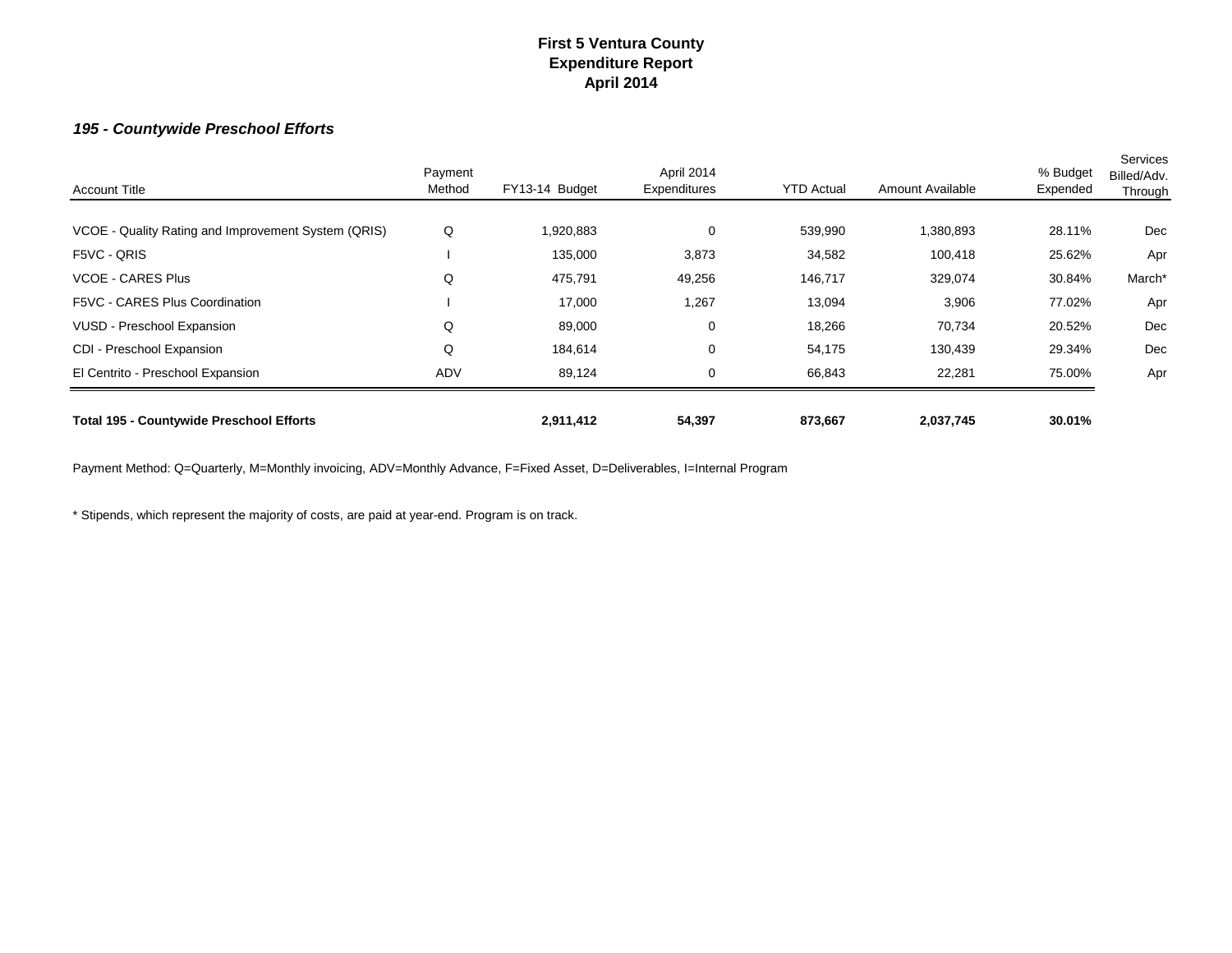# First 5 Ventura County
## Expenditure Report
## April 2014

### *195 - Countywide Preschool Efforts*

| Account Title | Payment Method | FY13-14 Budget | April 2014 Expenditures | YTD Actual | Amount Available | % Budget Expended | Services Billed/Adv. Through |
|---|---|---|---|---|---|---|---|
| VCOE - Quality Rating and Improvement System (QRIS) | Q | 1,920,883 | 0 | 539,990 | 1,380,893 | 28.11% | Dec |
| F5VC - QRIS | I | 135,000 | 3,873 | 34,582 | 100,418 | 25.62% | Apr |
| VCOE - CARES Plus | Q | 475,791 | 49,256 | 146,717 | 329,074 | 30.84% | March* |
| F5VC - CARES Plus Coordination | I | 17,000 | 1,267 | 13,094 | 3,906 | 77.02% | Apr |
| VUSD - Preschool Expansion | Q | 89,000 | 0 | 18,266 | 70,734 | 20.52% | Dec |
| CDI - Preschool Expansion | Q | 184,614 | 0 | 54,175 | 130,439 | 29.34% | Dec |
| El Centrito - Preschool Expansion | ADV | 89,124 | 0 | 66,843 | 22,281 | 75.00% | Apr |
| **Total 195 - Countywide Preschool Efforts** | | **2,911,412** | **54,397** | **873,667** | **2,037,745** | **30.01%** | |

Payment Method: Q=Quarterly, M=Monthly invoicing, ADV=Monthly Advance, F=Fixed Asset, D=Deliverables, I=Internal Program

* Stipends, which represent the majority of costs, are paid at year-end. Program is on track.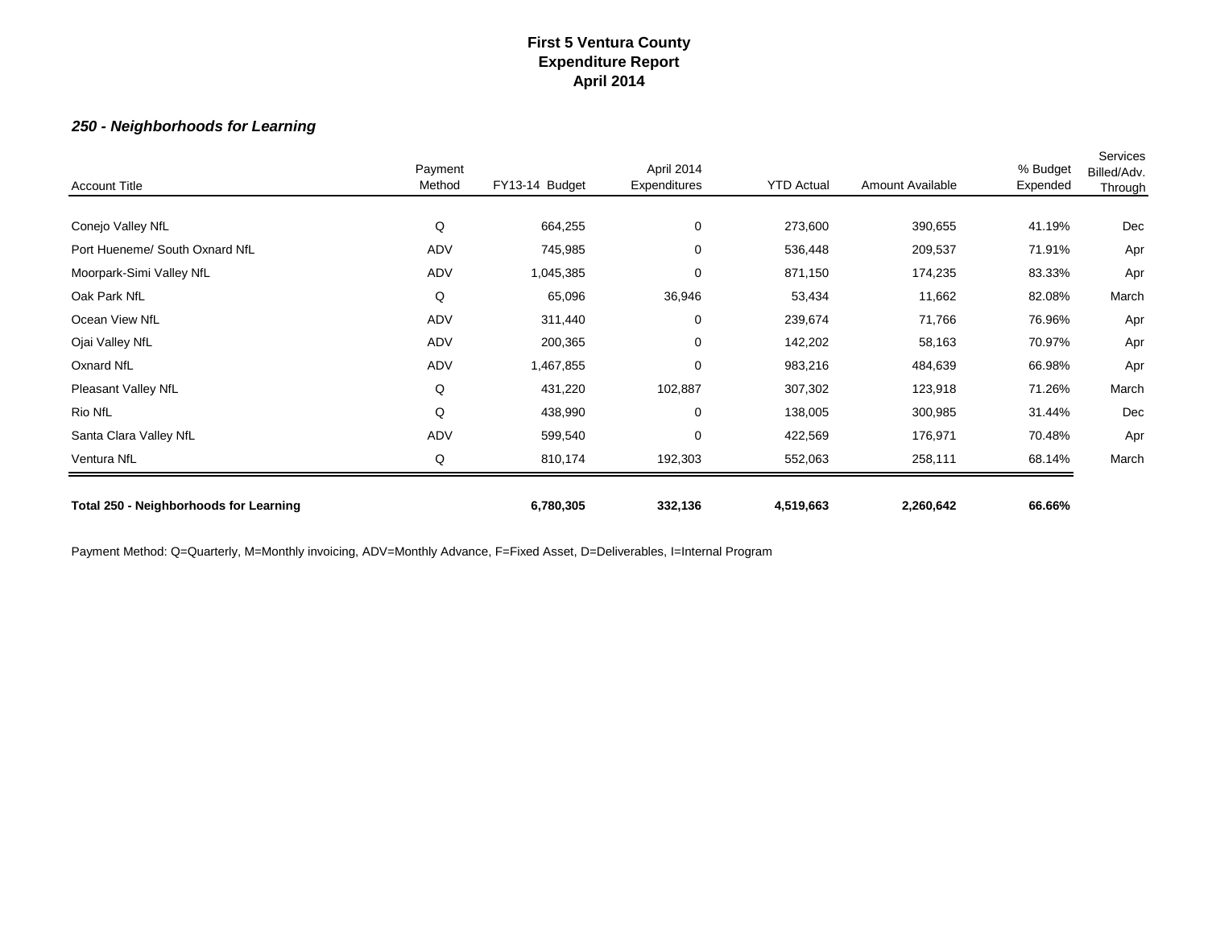# First 5 Ventura County
## Expenditure Report
## April 2014

### *250 - Neighborhoods for Learning*

| Account Title | Payment Method | FY13-14 Budget | April 2014 Expenditures | YTD Actual | Amount Available | % Budget Expended | Services Billed/Adv. Through |
|---|---|---|---|---|---|---|---|
| Conejo Valley NfL | Q | 664,255 | 0 | 273,600 | 390,655 | 41.19% | Dec |
| Port Hueneme/ South Oxnard NfL | ADV | 745,985 | 0 | 536,448 | 209,537 | 71.91% | Apr |
| Moorpark-Simi Valley NfL | ADV | 1,045,385 | 0 | 871,150 | 174,235 | 83.33% | Apr |
| Oak Park NfL | Q | 65,096 | 36,946 | 53,434 | 11,662 | 82.08% | March |
| Ocean View NfL | ADV | 311,440 | 0 | 239,674 | 71,766 | 76.96% | Apr |
| Ojai Valley NfL | ADV | 200,365 | 0 | 142,202 | 58,163 | 70.97% | Apr |
| Oxnard NfL | ADV | 1,467,855 | 0 | 983,216 | 484,639 | 66.98% | Apr |
| Pleasant Valley NfL | Q | 431,220 | 102,887 | 307,302 | 123,918 | 71.26% | March |
| Rio NfL | Q | 438,990 | 0 | 138,005 | 300,985 | 31.44% | Dec |
| Santa Clara Valley NfL | ADV | 599,540 | 0 | 422,569 | 176,971 | 70.48% | Apr |
| Ventura NfL | Q | 810,174 | 192,303 | 552,063 | 258,111 | 68.14% | March |
| **Total 250 - Neighborhoods for Learning** | | **6,780,305** | **332,136** | **4,519,663** | **2,260,642** | **66.66%** | |

Payment Method: Q=Quarterly, M=Monthly invoicing, ADV=Monthly Advance, F=Fixed Asset, D=Deliverables, I=Internal Program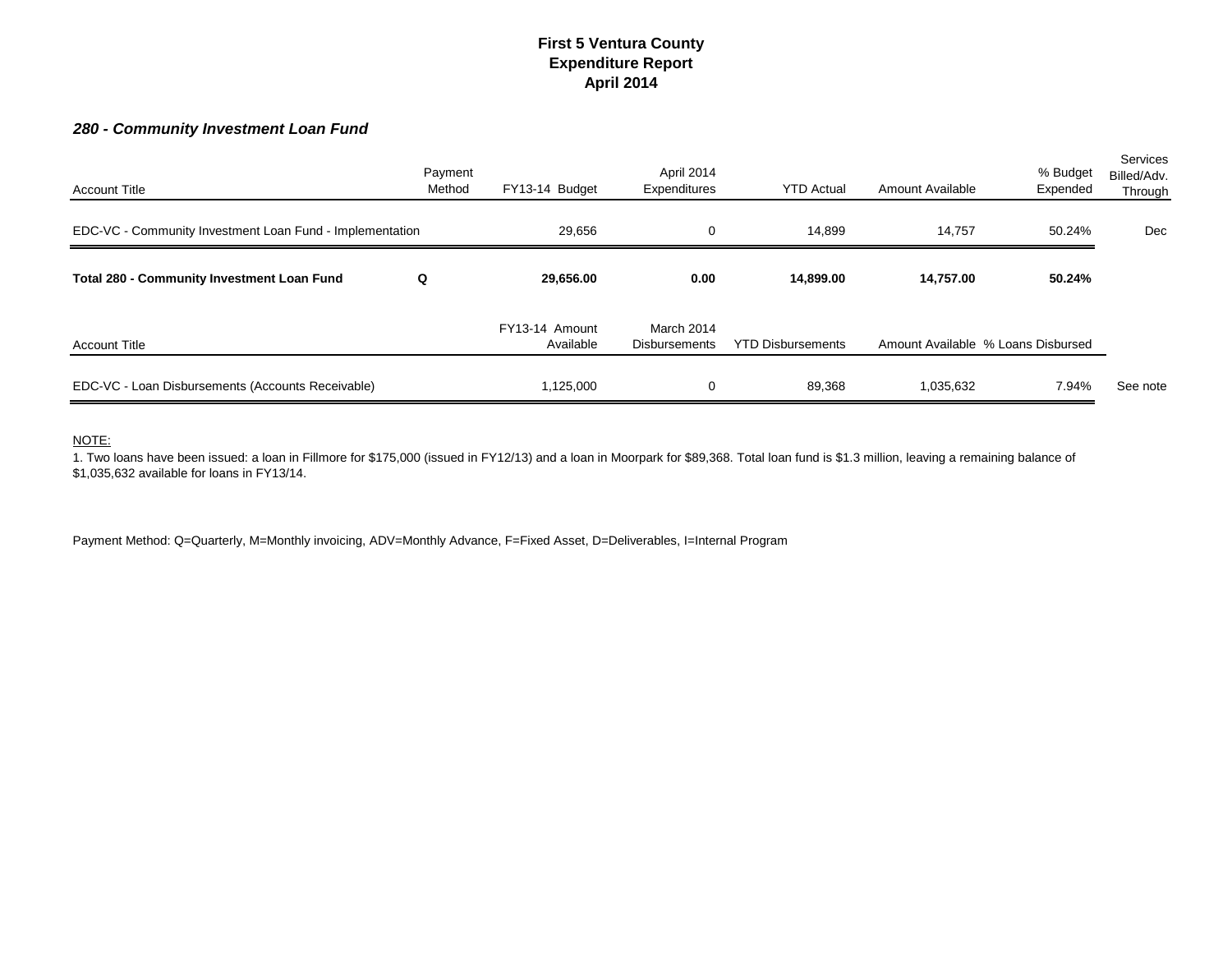# First 5 Ventura County
## Expenditure Report
## April 2014

### *280 - Community Investment Loan Fund*

| Account Title | Payment Method | FY13-14 Budget | April 2014 Expenditures | YTD Actual | Amount Available | % Budget Expended | Services Billed/Adv. Through |
|---|---|---|---|---|---|---|---|
| EDC-VC - Community Investment Loan Fund - Implementation | | 29,656 | 0 | 14,899 | 14,757 | 50.24% | Dec |
| **Total 280 - Community Investment Loan Fund** | **Q** | **29,656.00** | **0.00** | **14,899.00** | **14,757.00** | **50.24%** | |

| Account Title | FY13-14 Amount Available | March 2014 Disbursements | YTD Disbursements | Amount Available | % Loans Disbursed | |
|---|---|---|---|---|---|---|
| EDC-VC - Loan Disbursements (Accounts Receivable) | 1,125,000 | 0 | 89,368 | 1,035,632 | 7.94% | See note |

NOTE:

1. Two loans have been issued: a loan in Fillmore for $175,000 (issued in FY12/13) and a loan in Moorpark for $89,368. Total loan fund is $1.3 million, leaving a remaining balance of $1,035,632 available for loans in FY13/14.

Payment Method: Q=Quarterly, M=Monthly invoicing, ADV=Monthly Advance, F=Fixed Asset, D=Deliverables, I=Internal Program